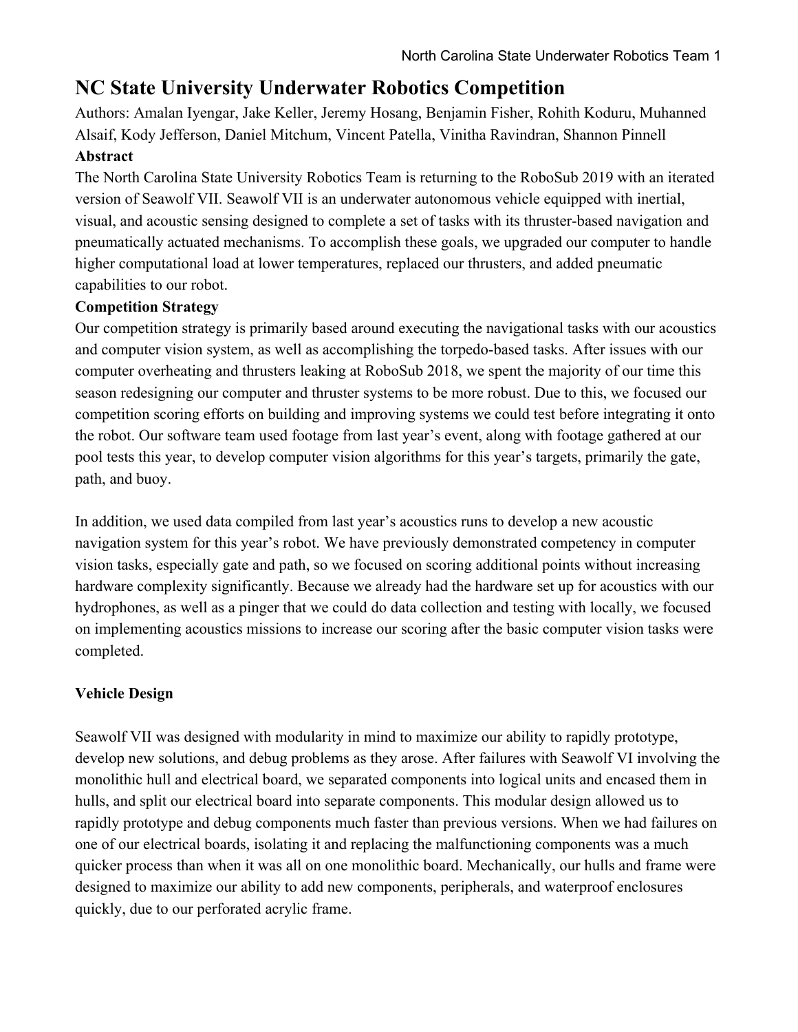# NC State University Underwater Robotics Competition

Authors: Amalan Iyengar, Jake Keller, Jeremy Hosang, Benjamin Fisher, Rohith Koduru, Muhanned Alsaif, Kody Jefferson, Daniel Mitchum, Vincent Patella, Vinitha Ravindran, Shannon Pinnell

## Abstract

The North Carolina State University Robotics Team is returning to the RoboSub 2019 with an iterated version of Seawolf VII. Seawolf VII is an underwater autonomous vehicle equipped with inertial, visual, and acoustic sensing designed to complete a set of tasks with its thruster-based navigation and pneumatically actuated mechanisms. To accomplish these goals, we upgraded our computer to handle higher computational load at lower temperatures, replaced our thrusters, and added pneumatic capabilities to our robot.

## Competition Strategy

Our competition strategy is primarily based around executing the navigational tasks with our acoustics and computer vision system, as well as accomplishing the torpedo-based tasks. After issues with our computer overheating and thrusters leaking at RoboSub 2018, we spent the majority of our time this season redesigning our computer and thruster systems to be more robust. Due to this, we focused our competition scoring efforts on building and improving systems we could test before integrating it onto the robot. Our software team used footage from last year's event, along with footage gathered at our pool tests this year, to develop computer vision algorithms for this year's targets, primarily the gate, path, and buoy.

In addition, we used data compiled from last year's acoustics runs to develop a new acoustic navigation system for this year's robot. We have previously demonstrated competency in computer vision tasks, especially gate and path, so we focused on scoring additional points without increasing hardware complexity significantly. Because we already had the hardware set up for acoustics with our hydrophones, as well as a pinger that we could do data collection and testing with locally, we focused on implementing acoustics missions to increase our scoring after the basic computer vision tasks were completed.

## Vehicle Design

Seawolf VII was designed with modularity in mind to maximize our ability to rapidly prototype, develop new solutions, and debug problems as they arose. After failures with Seawolf VI involving the monolithic hull and electrical board, we separated components into logical units and encased them in hulls, and split our electrical board into separate components. This modular design allowed us to rapidly prototype and debug components much faster than previous versions. When we had failures on one of our electrical boards, isolating it and replacing the malfunctioning components was a much quicker process than when it was all on one monolithic board. Mechanically, our hulls and frame were designed to maximize our ability to add new components, peripherals, and waterproof enclosures quickly, due to our perforated acrylic frame.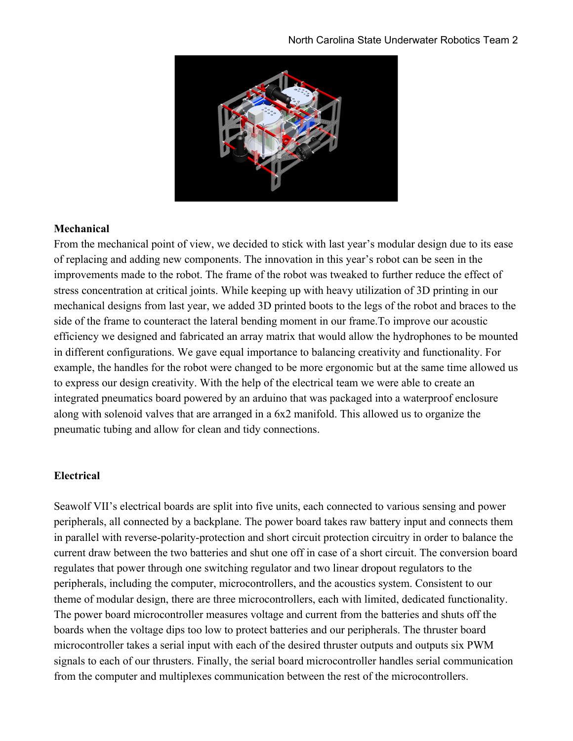## Mechanical

From the mechanical point of view, we decided to stick with last year's modular design due to its ease of replacing and adding new components. The innovation in this year's robot can be seen in the improvements made to the robot. The frame of the robot was tweaked to further reduce the effect of stress concentration at critical joints. While keeping up with heavy utilization of 3D printing in our mechanical designs from last year, we added 3D printed boots to the legs of the robot and braces to the side of the frame to counteract the lateral bending moment in our frame.To improve our acoustic efficiency we designed and fabricated an array matrix that would allow the hydrophones to be mounted in different configurations. We gave equal importance to balancing creativity and functionality. For example, the handles for the robot were changed to be more ergonomic but at the same time allowed us to express our design creativity. With the help of the electrical team we were able to create an integrated pneumatics board powered by an arduino that was packaged into a waterproof enclosure along with solenoid valves that are arranged in a 6x2 manifold. This allowed us to organize the pneumatic tubing and allow for clean and tidy connections.

## Electrical

Seawolf VII's electrical boards are split into five units, each connected to various sensing and power peripherals, all connected by a backplane. The power board takes raw battery input and connects them in parallel with reverse-polarity-protection and short circuit protection circuitry in order to balance the current draw between the two batteries and shut one off in case of a short circuit. The conversion board regulates that power through one switching regulator and two linear dropout regulators to the peripherals, including the computer, microcontrollers, and the acoustics system. Consistent to our theme of modular design, there are three microcontrollers, each with limited, dedicated functionality. The power board microcontroller measures voltage and current from the batteries and shuts off the boards when the voltage dips too low to protect batteries and our peripherals. The thruster board microcontroller takes a serial input with each of the desired thruster outputs and outputs six PWM signals to each of our thrusters. Finally, the serial board microcontroller handles serial communication from the computer and multiplexes communication between the rest of the microcontrollers.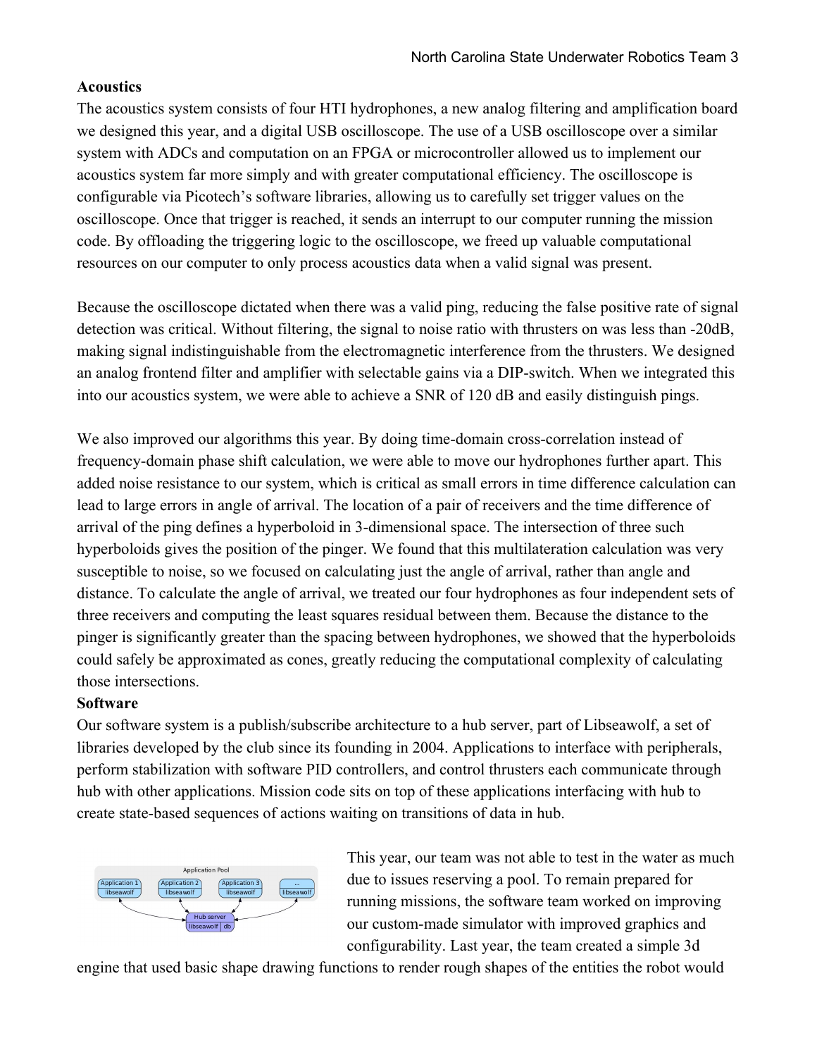**Acoustics**

The acoustics system consists of four HTI hydrophones, a new analog filtering and amplification board we designed this year, and a digital USB oscilloscope. The use of a USB oscilloscope over a similar system with ADCs and computation on an FPGA or microcontroller allowed us to implement our acoustics system far more simply and with greater computational efficiency. The oscilloscope is configurable via Picotech's software libraries, allowing us to carefully set trigger values on the oscilloscope. Once that trigger is reached, it sends an interrupt to our computer running the mission code. By offloading the triggering logic to the oscilloscope, we freed up valuable computational resources on our computer to only process acoustics data when a valid signal was present.

Because the oscilloscope dictated when there was a valid ping, reducing the false positive rate of signal detection was critical. Without filtering, the signal to noise ratio with thrusters on was less than -20dB, making signal indistinguishable from the electromagnetic interference from the thrusters. We designed an analog frontend filter and amplifier with selectable gains via a DIP-switch. When we integrated this into our acoustics system, we were able to achieve a SNR of 120 dB and easily distinguish pings.

We also improved our algorithms this year. By doing time-domain cross-correlation instead of frequency-domain phase shift calculation, we were able to move our hydrophones further apart. This added noise resistance to our system, which is critical as small errors in time difference calculation can lead to large errors in angle of arrival. The location of a pair of receivers and the time difference of arrival of the ping defines a hyperboloid in 3-dimensional space. The intersection of three such hyperboloids gives the position of the pinger. We found that this multilateration calculation was very susceptible to noise, so we focused on calculating just the angle of arrival, rather than angle and distance. To calculate the angle of arrival, we treated our four hydrophones as four independent sets of three receivers and computing the least squares residual between them. Because the distance to the pinger is significantly greater than the spacing between hydrophones, we showed that the hyperboloids could safely be approximated as cones, greatly reducing the computational complexity of calculating those intersections.

**Software**

Our software system is a publish/subscribe architecture to a hub server, part of Libseawolf, a set of libraries developed by the club since its founding in 2004. Applications to interface with peripherals, perform stabilization with software PID controllers, and control thrusters each communicate through hub with other applications. Mission code sits on top of these applications interfacing with hub to create state-based sequences of actions waiting on transitions of data in hub.

This year, our team was not able to test in the water as much due to issues reserving a pool. To remain prepared for running missions, the software team worked on improving our custom-made simulator with improved graphics and configurability. Last year, the team created a simple 3d engine that used basic shape drawing functions to render rough shapes of the entities the robot would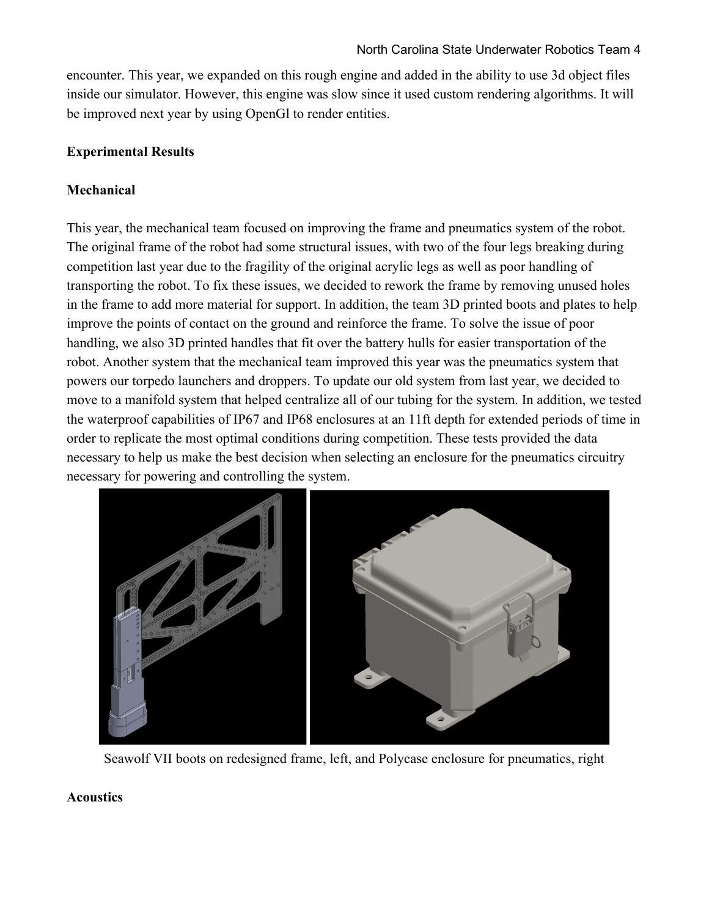encounter. This year, we expanded on this rough engine and added in the ability to use 3d object files inside our simulator. However, this engine was slow since it used custom rendering algorithms. It will be improved next year by using OpenGl to render entities.

**Experimental Results**

**Mechanical**

This year, the mechanical team focused on improving the frame and pneumatics system of the robot. The original frame of the robot had some structural issues, with two of the four legs breaking during competition last year due to the fragility of the original acrylic legs as well as poor handling of transporting the robot. To fix these issues, we decided to rework the frame by removing unused holes in the frame to add more material for support. In addition, the team 3D printed boots and plates to help improve the points of contact on the ground and reinforce the frame. To solve the issue of poor handling, we also 3D printed handles that fit over the battery hulls for easier transportation of the robot. Another system that the mechanical team improved this year was the pneumatics system that powers our torpedo launchers and droppers. To update our old system from last year, we decided to move to a manifold system that helped centralize all of our tubing for the system. In addition, we tested the waterproof capabilities of IP67 and IP68 enclosures at an 11ft depth for extended periods of time in order to replicate the most optimal conditions during competition. These tests provided the data necessary to help us make the best decision when selecting an enclosure for the pneumatics circuitry necessary for powering and controlling the system.

Seawolf VII boots on redesigned frame, left, and Polycase enclosure for pneumatics, right

**Acoustics**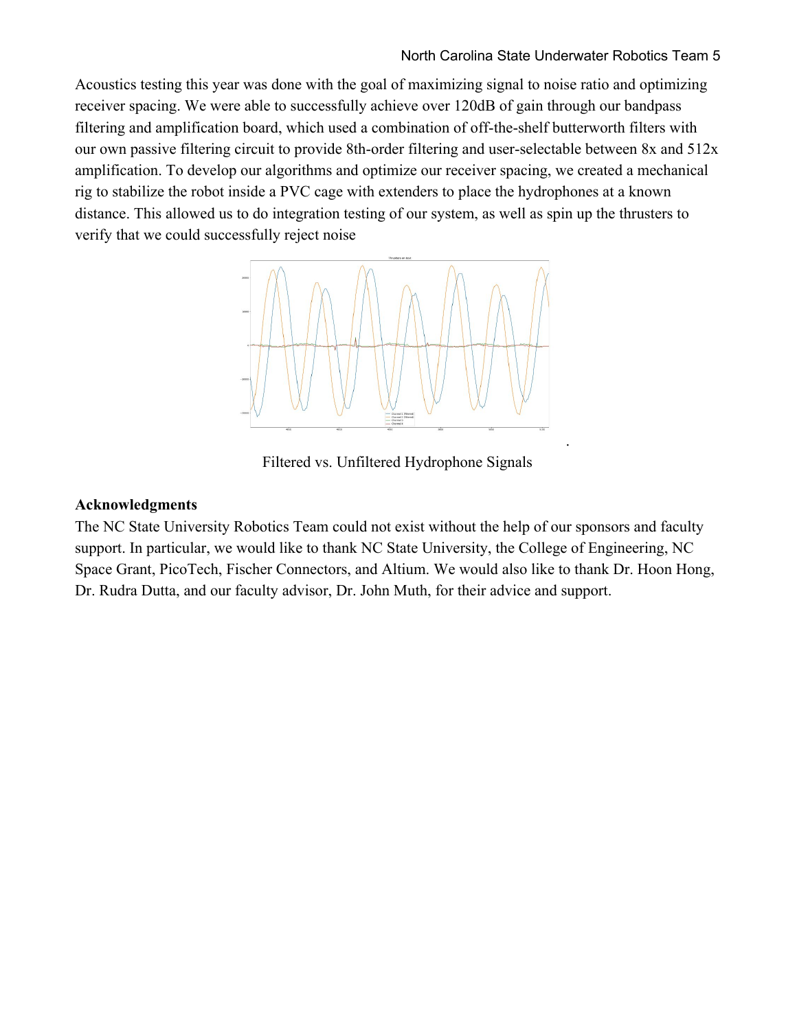Acoustics testing this year was done with the goal of maximizing signal to noise ratio and optimizing receiver spacing. We were able to successfully achieve over 120dB of gain through our bandpass filtering and amplification board, which used a combination of off-the-shelf butterworth filters with our own passive filtering circuit to provide 8th-order filtering and user-selectable between 8x and 512x amplification. To develop our algorithms and optimize our receiver spacing, we created a mechanical rig to stabilize the robot inside a PVC cage with extenders to place the hydrophones at a known distance. This allowed us to do integration testing of our system, as well as spin up the thrusters to verify that we could successfully reject noise

Filtered vs. Unfiltered Hydrophone Signals

**Acknowledgments**

The NC State University Robotics Team could not exist without the help of our sponsors and faculty support. In particular, we would like to thank NC State University, the College of Engineering, NC Space Grant, PicoTech, Fischer Connectors, and Altium. We would also like to thank Dr. Hoon Hong, Dr. Rudra Dutta, and our faculty advisor, Dr. John Muth, for their advice and support.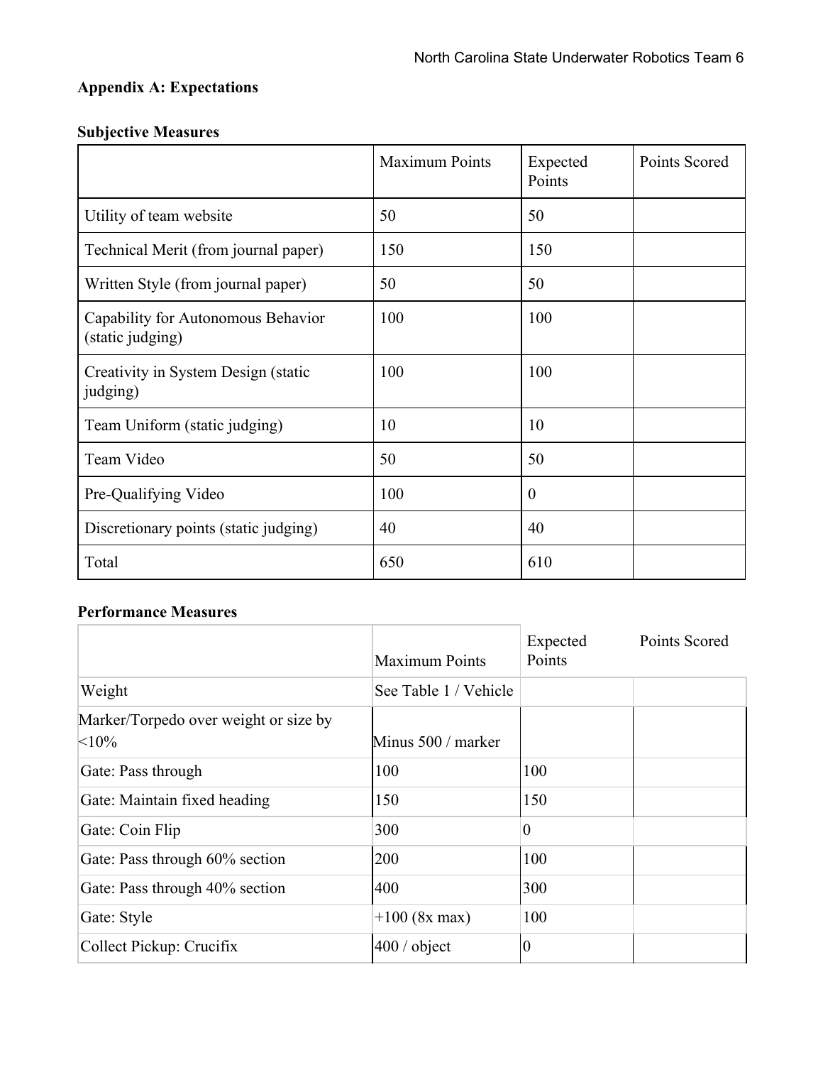### Appendix A: Expectations

#### Subjective Measures

| | Maximum Points | Expected Points | Points Scored |
|---|---|---|---|
| Utility of team website | 50 | 50 | |
| Technical Merit (from journal paper) | 150 | 150 | |
| Written Style (from journal paper) | 50 | 50 | |
| Capability for Autonomous Behavior (static judging) | 100 | 100 | |
| Creativity in System Design (static judging) | 100 | 100 | |
| Team Uniform (static judging) | 10 | 10 | |
| Team Video | 50 | 50 | |
| Pre-Qualifying Video | 100 | 0 | |
| Discretionary points (static judging) | 40 | 40 | |
| Total | 650 | 610 | |

#### Performance Measures

| | Maximum Points | Expected Points | Points Scored |
|---|---|---|---|
| Weight | See Table 1 / Vehicle | | |
| Marker/Torpedo over weight or size by <10% | Minus 500 / marker | | |
| Gate: Pass through | 100 | 100 | |
| Gate: Maintain fixed heading | 150 | 150 | |
| Gate: Coin Flip | 300 | 0 | |
| Gate: Pass through 60% section | 200 | 100 | |
| Gate: Pass through 40% section | 400 | 300 | |
| Gate: Style | +100 (8x max) | 100 | |
| Collect Pickup: Crucifix | 400 / object | 0 | |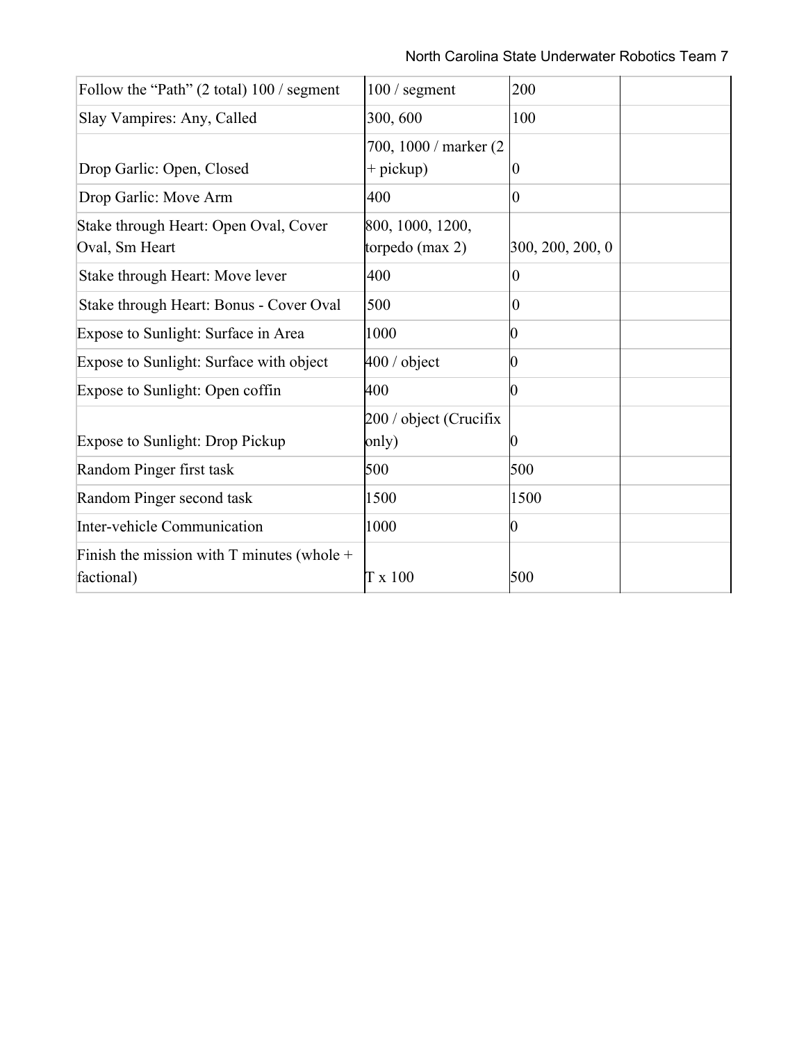| | | | |
|---|---|---|---|
| Follow the "Path" (2 total) 100 / segment | 100 / segment | 200 | |
| Slay Vampires: Any, Called | 300, 600 | 100 | |
| Drop Garlic: Open, Closed | 700, 1000 / marker (2 + pickup) | 0 | |
| Drop Garlic: Move Arm | 400 | 0 | |
| Stake through Heart: Open Oval, Cover Oval, Sm Heart | 800, 1000, 1200, torpedo (max 2) | 300, 200, 200, 0 | |
| Stake through Heart: Move lever | 400 | 0 | |
| Stake through Heart: Bonus - Cover Oval | 500 | 0 | |
| Expose to Sunlight: Surface in Area | 1000 | 0 | |
| Expose to Sunlight: Surface with object | 400 / object | 0 | |
| Expose to Sunlight: Open coffin | 400 | 0 | |
| Expose to Sunlight: Drop Pickup | 200 / object (Crucifix only) | 0 | |
| Random Pinger first task | 500 | 500 | |
| Random Pinger second task | 1500 | 1500 | |
| Inter-vehicle Communication | 1000 | 0 | |
| Finish the mission with T minutes (whole + factional) | T x 100 | 500 | |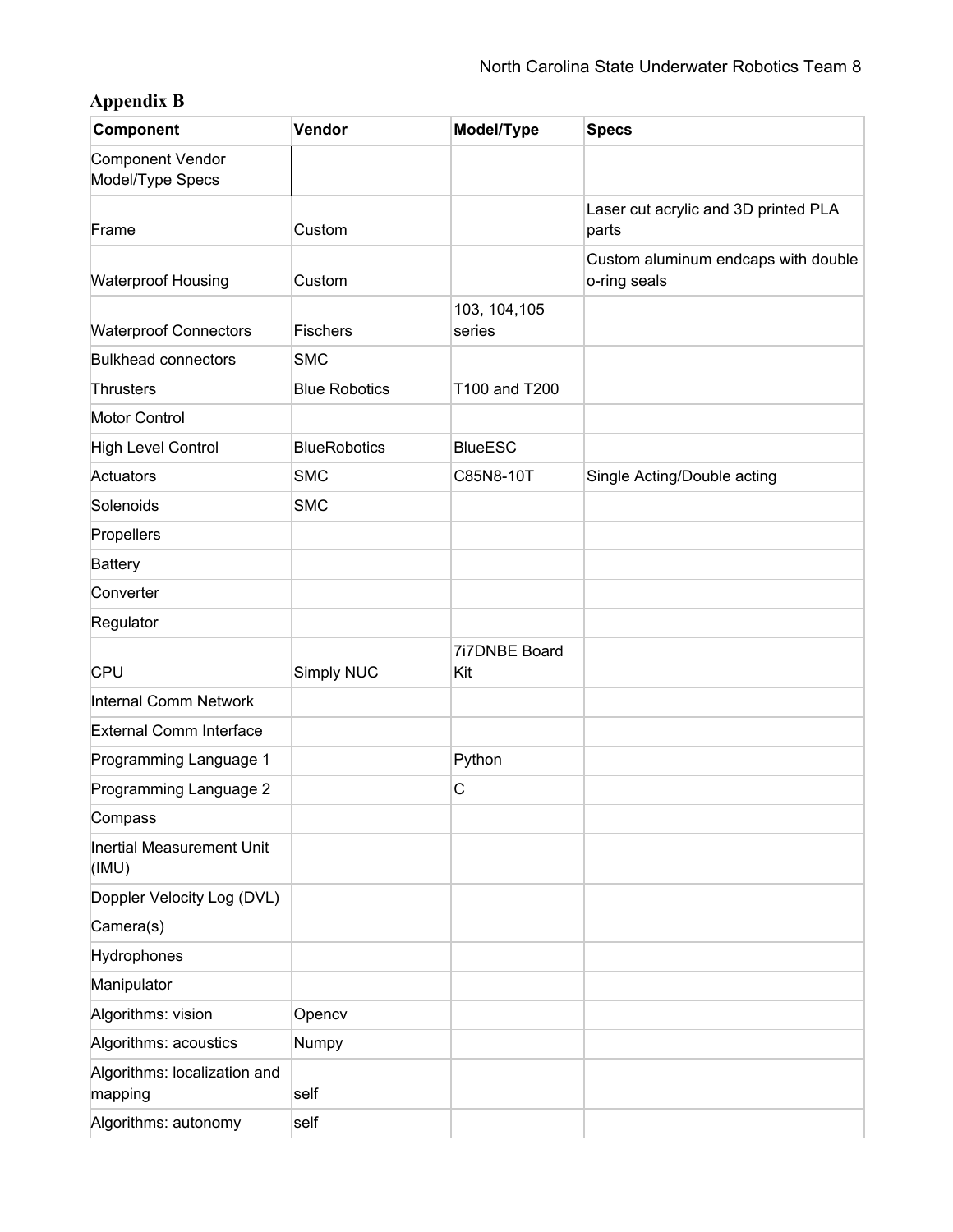## Appendix B

| Component | Vendor | Model/Type | Specs |
|---|---|---|---|
| Component Vendor Model/Type Specs | | | |
| Frame | Custom | | Laser cut acrylic and 3D printed PLA parts |
| Waterproof Housing | Custom | | Custom aluminum endcaps with double o-ring seals |
| Waterproof Connectors | Fischers | 103, 104,105 series | |
| Bulkhead connectors | SMC | | |
| Thrusters | Blue Robotics | T100 and T200 | |
| Motor Control | | | |
| High Level Control | BlueRobotics | BlueESC | |
| Actuators | SMC | C85N8-10T | Single Acting/Double acting |
| Solenoids | SMC | | |
| Propellers | | | |
| Battery | | | |
| Converter | | | |
| Regulator | | | |
| CPU | Simply NUC | 7i7DNBE Board Kit | |
| Internal Comm Network | | | |
| External Comm Interface | | | |
| Programming Language 1 | | Python | |
| Programming Language 2 | | C | |
| Compass | | | |
| Inertial Measurement Unit (IMU) | | | |
| Doppler Velocity Log (DVL) | | | |
| Camera(s) | | | |
| Hydrophones | | | |
| Manipulator | | | |
| Algorithms: vision | Opencv | | |
| Algorithms: acoustics | Numpy | | |
| Algorithms: localization and mapping | self | | |
| Algorithms: autonomy | self | | |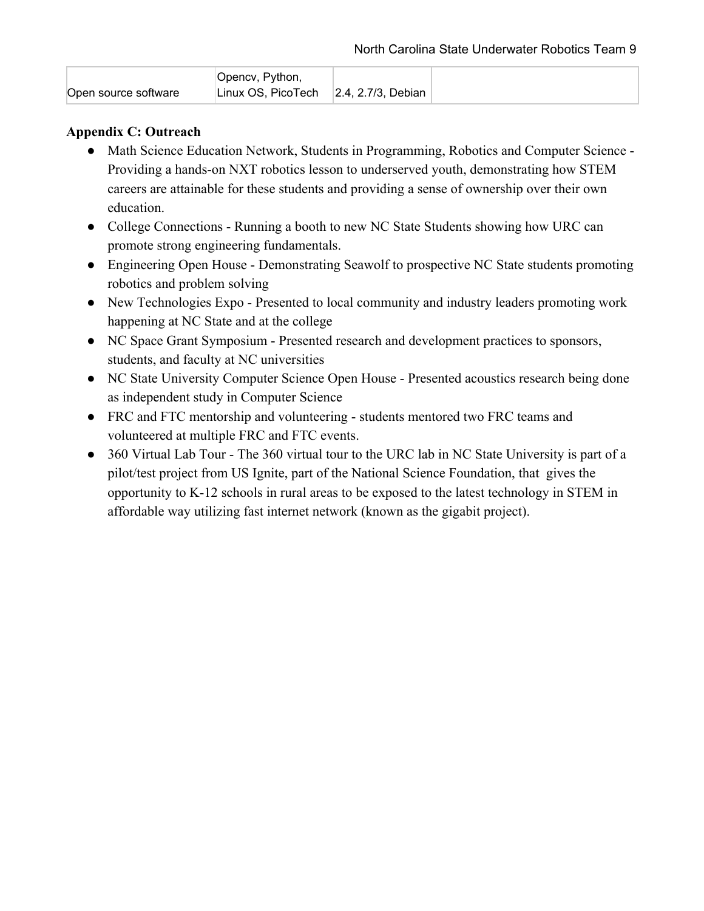| | | | |
|---|---|---|---|
| Open source software | Opencv, Python, Linux OS, PicoTech | 2.4, 2.7/3, Debian | |

**Appendix C: Outreach**

- Math Science Education Network, Students in Programming, Robotics and Computer Science - Providing a hands-on NXT robotics lesson to underserved youth, demonstrating how STEM careers are attainable for these students and providing a sense of ownership over their own education.
- College Connections - Running a booth to new NC State Students showing how URC can promote strong engineering fundamentals.
- Engineering Open House - Demonstrating Seawolf to prospective NC State students promoting robotics and problem solving
- New Technologies Expo - Presented to local community and industry leaders promoting work happening at NC State and at the college
- NC Space Grant Symposium - Presented research and development practices to sponsors, students, and faculty at NC universities
- NC State University Computer Science Open House - Presented acoustics research being done as independent study in Computer Science
- FRC and FTC mentorship and volunteering - students mentored two FRC teams and volunteered at multiple FRC and FTC events.
- 360 Virtual Lab Tour - The 360 virtual tour to the URC lab in NC State University is part of a pilot/test project from US Ignite, part of the National Science Foundation, that gives the opportunity to K-12 schools in rural areas to be exposed to the latest technology in STEM in affordable way utilizing fast internet network (known as the gigabit project).